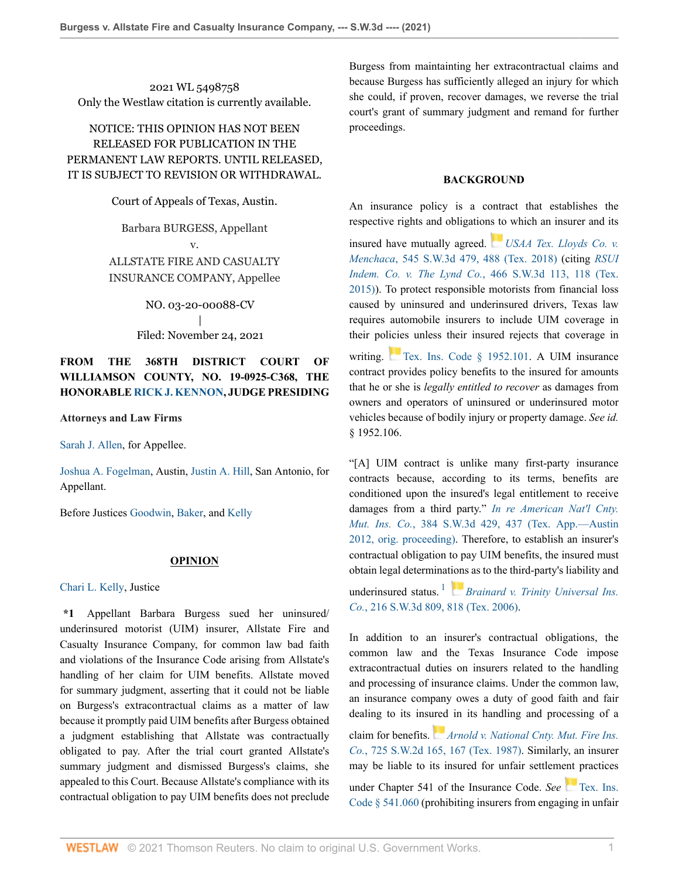2021 WL 5498758
Only the Westlaw citation is currently available.

NOTICE: THIS OPINION HAS NOT BEEN RELEASED FOR PUBLICATION IN THE PERMANENT LAW REPORTS. UNTIL RELEASED, IT IS SUBJECT TO REVISION OR WITHDRAWAL.

Court of Appeals of Texas, Austin.

Barbara BURGESS, Appellant
v.
ALLSTATE FIRE AND CASUALTY INSURANCE COMPANY, Appellee

NO. 03-20-00088-CV
|
Filed: November 24, 2021

**FROM THE 368TH DISTRICT COURT OF WILLIAMSON COUNTY, NO. 19-0925-C368, THE HONORABLE RICK J. KENNON, JUDGE PRESIDING**

**Attorneys and Law Firms**

Sarah J. Allen, for Appellee.

Joshua A. Fogelman, Austin, Justin A. Hill, San Antonio, for Appellant.

Before Justices Goodwin, Baker, and Kelly

## OPINION

Chari L. Kelly, Justice

**\*1** Appellant Barbara Burgess sued her uninsured/underinsured motorist (UIM) insurer, Allstate Fire and Casualty Insurance Company, for common law bad faith and violations of the Insurance Code arising from Allstate's handling of her claim for UIM benefits. Allstate moved for summary judgment, asserting that it could not be liable on Burgess's extracontractual claims as a matter of law because it promptly paid UIM benefits after Burgess obtained a judgment establishing that Allstate was contractually obligated to pay. After the trial court granted Allstate's summary judgment and dismissed Burgess's claims, she appealed to this Court. Because Allstate's compliance with its contractual obligation to pay UIM benefits does not preclude Burgess from maintaining her extracontractual claims and because Burgess has sufficiently alleged an injury for which she could, if proven, recover damages, we reverse the trial court's grant of summary judgment and remand for further proceedings.

### BACKGROUND

An insurance policy is a contract that establishes the respective rights and obligations to which an insurer and its insured have mutually agreed. *USAA Tex. Lloyds Co. v. Menchaca*, 545 S.W.3d 479, 488 (Tex. 2018) (citing *RSUI Indem. Co. v. The Lynd Co.*, 466 S.W.3d 113, 118 (Tex. 2015)). To protect responsible motorists from financial loss caused by uninsured and underinsured drivers, Texas law requires automobile insurers to include UIM coverage in their policies unless their insured rejects that coverage in writing. Tex. Ins. Code § 1952.101. A UIM insurance contract provides policy benefits to the insured for amounts that he or she is *legally entitled to recover* as damages from owners and operators of uninsured or underinsured motor vehicles because of bodily injury or property damage. *See id.* § 1952.106.

"[A] UIM contract is unlike many first-party insurance contracts because, according to its terms, benefits are conditioned upon the insured's legal entitlement to receive damages from a third party." *In re American Nat'l Cnty. Mut. Ins. Co.*, 384 S.W.3d 429, 437 (Tex. App.—Austin 2012, orig. proceeding). Therefore, to establish an insurer's contractual obligation to pay UIM benefits, the insured must obtain legal determinations as to the third-party's liability and underinsured status.[1] *Brainard v. Trinity Universal Ins. Co.*, 216 S.W.3d 809, 818 (Tex. 2006).

In addition to an insurer's contractual obligations, the common law and the Texas Insurance Code impose extracontractual duties on insurers related to the handling and processing of insurance claims. Under the common law, an insurance company owes a duty of good faith and fair dealing to its insured in its handling and processing of a claim for benefits. *Arnold v. National Cnty. Mut. Fire Ins. Co.*, 725 S.W.2d 165, 167 (Tex. 1987). Similarly, an insurer may be liable to its insured for unfair settlement practices under Chapter 541 of the Insurance Code. *See* Tex. Ins. Code § 541.060 (prohibiting insurers from engaging in unfair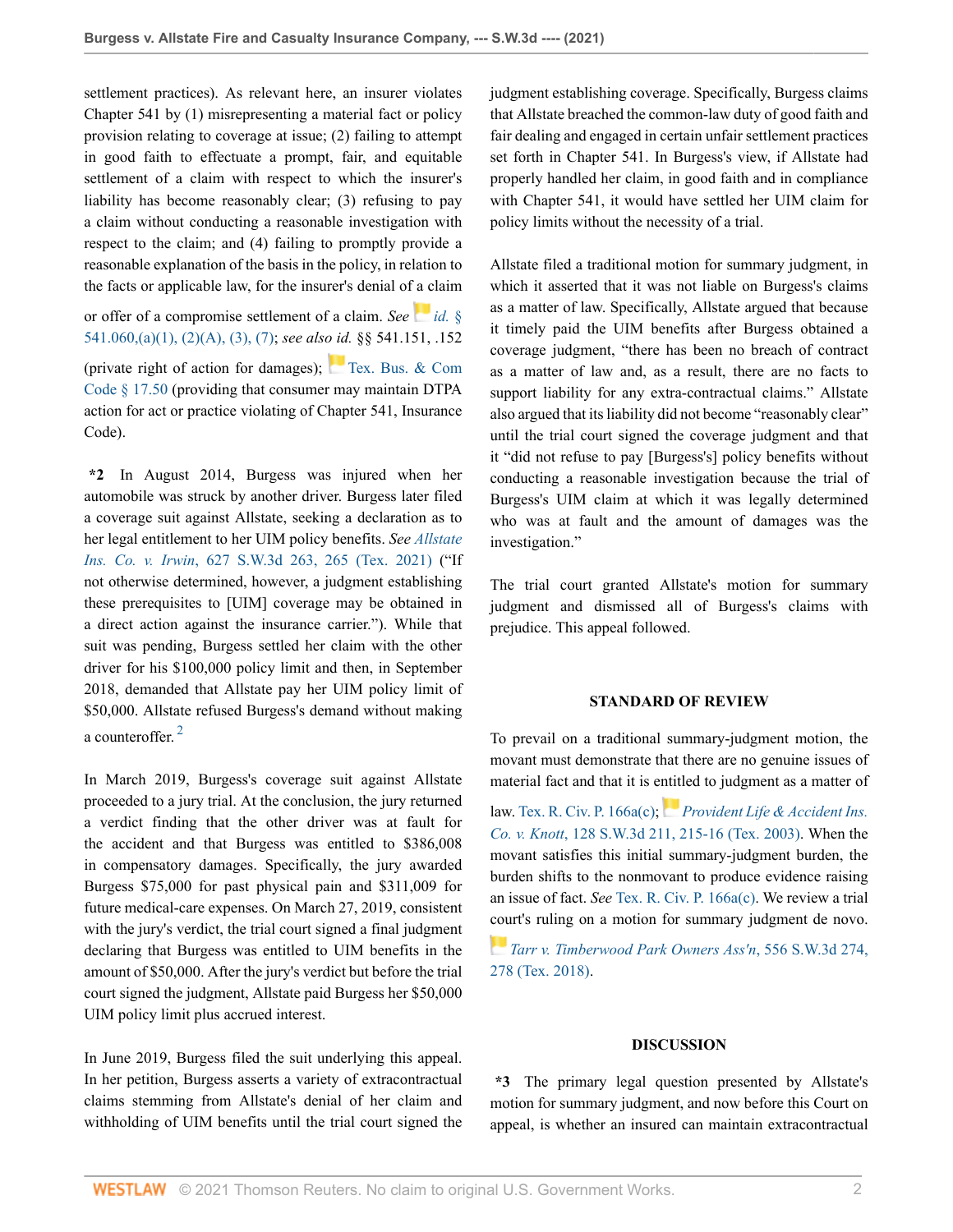settlement practices). As relevant here, an insurer violates Chapter 541 by (1) misrepresenting a material fact or policy provision relating to coverage at issue; (2) failing to attempt in good faith to effectuate a prompt, fair, and equitable settlement of a claim with respect to which the insurer's liability has become reasonably clear; (3) refusing to pay a claim without conducting a reasonable investigation with respect to the claim; and (4) failing to promptly provide a reasonable explanation of the basis in the policy, in relation to the facts or applicable law, for the insurer's denial of a claim or offer of a compromise settlement of a claim. *See id.* § 541.060,(a)(1), (2)(A), (3), (7); *see also id.* §§ 541.151, .152 (private right of action for damages); Tex. Bus. & Com Code § 17.50 (providing that consumer may maintain DTPA action for act or practice violating of Chapter 541, Insurance Code).

**\*2** In August 2014, Burgess was injured when her automobile was struck by another driver. Burgess later filed a coverage suit against Allstate, seeking a declaration as to her legal entitlement to her UIM policy benefits. *See Allstate Ins. Co. v. Irwin*, 627 S.W.3d 263, 265 (Tex. 2021) ("If not otherwise determined, however, a judgment establishing these prerequisites to [UIM] coverage may be obtained in a direct action against the insurance carrier."). While that suit was pending, Burgess settled her claim with the other driver for his $100,000 policy limit and then, in September 2018, demanded that Allstate pay her UIM policy limit of $50,000. Allstate refused Burgess's demand without making a counteroffer. [2]

In March 2019, Burgess's coverage suit against Allstate proceeded to a jury trial. At the conclusion, the jury returned a verdict finding that the other driver was at fault for the accident and that Burgess was entitled to $386,008 in compensatory damages. Specifically, the jury awarded Burgess $75,000 for past physical pain and $311,009 for future medical-care expenses. On March 27, 2019, consistent with the jury's verdict, the trial court signed a final judgment declaring that Burgess was entitled to UIM benefits in the amount of $50,000. After the jury's verdict but before the trial court signed the judgment, Allstate paid Burgess her $50,000 UIM policy limit plus accrued interest.

In June 2019, Burgess filed the suit underlying this appeal. In her petition, Burgess asserts a variety of extracontractual claims stemming from Allstate's denial of her claim and withholding of UIM benefits until the trial court signed the judgment establishing coverage. Specifically, Burgess claims that Allstate breached the common-law duty of good faith and fair dealing and engaged in certain unfair settlement practices set forth in Chapter 541. In Burgess's view, if Allstate had properly handled her claim, in good faith and in compliance with Chapter 541, it would have settled her UIM claim for policy limits without the necessity of a trial.

Allstate filed a traditional motion for summary judgment, in which it asserted that it was not liable on Burgess's claims as a matter of law. Specifically, Allstate argued that because it timely paid the UIM benefits after Burgess obtained a coverage judgment, "there has been no breach of contract as a matter of law and, as a result, there are no facts to support liability for any extra-contractual claims." Allstate also argued that its liability did not become "reasonably clear" until the trial court signed the coverage judgment and that it "did not refuse to pay [Burgess's] policy benefits without conducting a reasonable investigation because the trial of Burgess's UIM claim at which it was legally determined who was at fault and the amount of damages was the investigation."

The trial court granted Allstate's motion for summary judgment and dismissed all of Burgess's claims with prejudice. This appeal followed.

## STANDARD OF REVIEW

To prevail on a traditional summary-judgment motion, the movant must demonstrate that there are no genuine issues of material fact and that it is entitled to judgment as a matter of law. Tex. R. Civ. P. 166a(c); *Provident Life & Accident Ins. Co. v. Knott*, 128 S.W.3d 211, 215-16 (Tex. 2003). When the movant satisfies this initial summary-judgment burden, the burden shifts to the nonmovant to produce evidence raising an issue of fact. *See* Tex. R. Civ. P. 166a(c). We review a trial court's ruling on a motion for summary judgment de novo. *Tarr v. Timberwood Park Owners Ass'n*, 556 S.W.3d 274, 278 (Tex. 2018).

## DISCUSSION

**\*3** The primary legal question presented by Allstate's motion for summary judgment, and now before this Court on appeal, is whether an insured can maintain extracontractual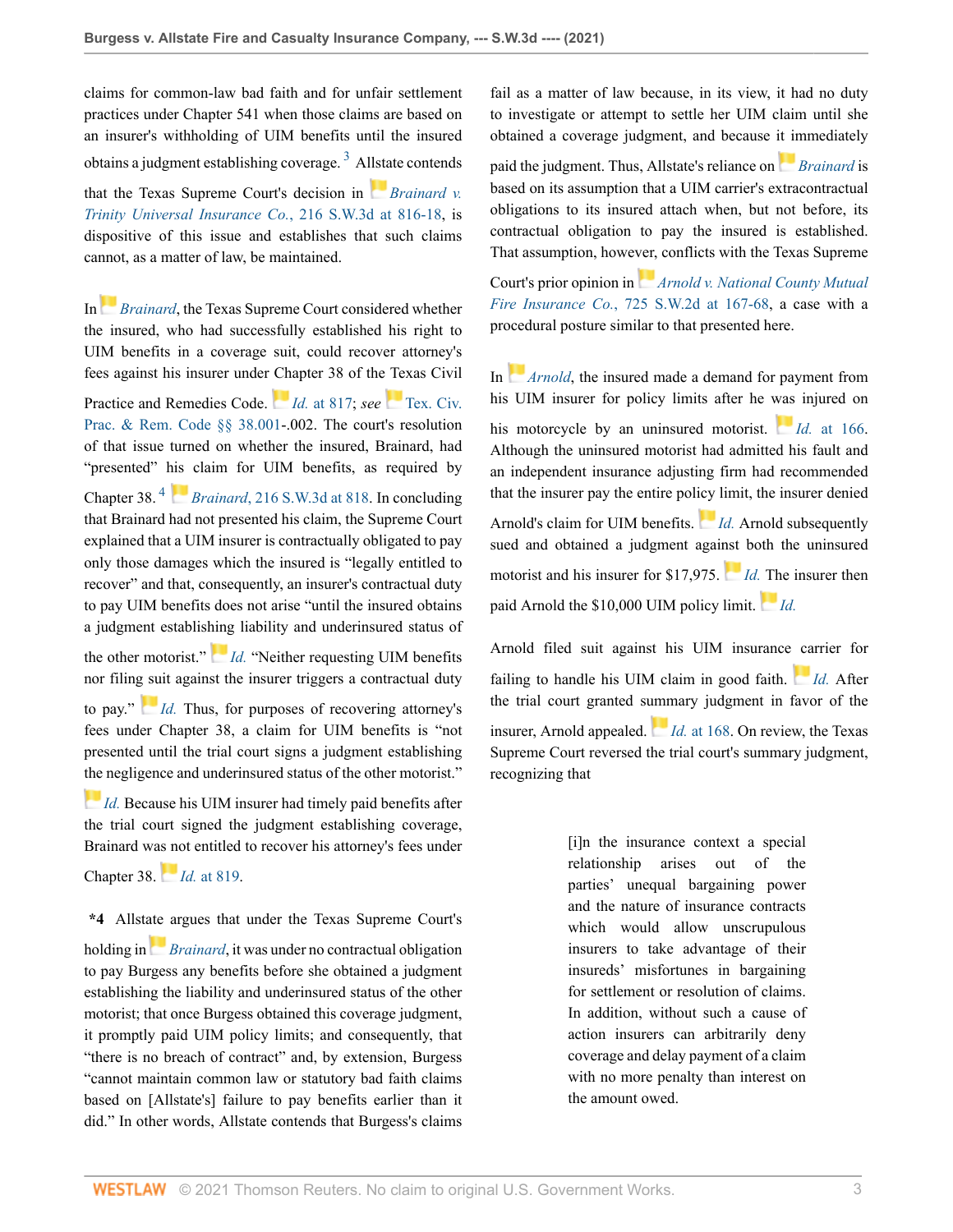claims for common-law bad faith and for unfair settlement practices under Chapter 541 when those claims are based on an insurer's withholding of UIM benefits until the insured obtains a judgment establishing coverage.[3] Allstate contends that the Texas Supreme Court's decision in *Brainard v. Trinity Universal Insurance Co.*, 216 S.W.3d at 816-18, is dispositive of this issue and establishes that such claims cannot, as a matter of law, be maintained.

In *Brainard*, the Texas Supreme Court considered whether the insured, who had successfully established his right to UIM benefits in a coverage suit, could recover attorney's fees against his insurer under Chapter 38 of the Texas Civil Practice and Remedies Code. *Id.* at 817; *see* Tex. Civ. Prac. & Rem. Code §§ 38.001-.002. The court's resolution of that issue turned on whether the insured, Brainard, had "presented" his claim for UIM benefits, as required by Chapter 38.[4] *Brainard*, 216 S.W.3d at 818. In concluding that Brainard had not presented his claim, the Supreme Court explained that a UIM insurer is contractually obligated to pay only those damages which the insured is "legally entitled to recover" and that, consequently, an insurer's contractual duty to pay UIM benefits does not arise "until the insured obtains a judgment establishing liability and underinsured status of the other motorist." *Id.* "Neither requesting UIM benefits nor filing suit against the insurer triggers a contractual duty to pay." *Id.* Thus, for purposes of recovering attorney's fees under Chapter 38, a claim for UIM benefits is "not presented until the trial court signs a judgment establishing the negligence and underinsured status of the other motorist." *Id.* Because his UIM insurer had timely paid benefits after the trial court signed the judgment establishing coverage, Brainard was not entitled to recover his attorney's fees under Chapter 38. *Id.* at 819.

**\*4** Allstate argues that under the Texas Supreme Court's holding in *Brainard*, it was under no contractual obligation to pay Burgess any benefits before she obtained a judgment establishing the liability and underinsured status of the other motorist; that once Burgess obtained this coverage judgment, it promptly paid UIM policy limits; and consequently, that "there is no breach of contract" and, by extension, Burgess "cannot maintain common law or statutory bad faith claims based on [Allstate's] failure to pay benefits earlier than it did." In other words, Allstate contends that Burgess's claims fail as a matter of law because, in its view, it had no duty to investigate or attempt to settle her UIM claim until she obtained a coverage judgment, and because it immediately paid the judgment. Thus, Allstate's reliance on *Brainard* is based on its assumption that a UIM carrier's extracontractual obligations to its insured attach when, but not before, its contractual obligation to pay the insured is established. That assumption, however, conflicts with the Texas Supreme Court's prior opinion in *Arnold v. National County Mutual Fire Insurance Co.*, 725 S.W.2d at 167-68, a case with a procedural posture similar to that presented here.

In *Arnold*, the insured made a demand for payment from his UIM insurer for policy limits after he was injured on his motorcycle by an uninsured motorist. *Id.* at 166. Although the uninsured motorist had admitted his fault and an independent insurance adjusting firm had recommended that the insurer pay the entire policy limit, the insurer denied Arnold's claim for UIM benefits. *Id.* Arnold subsequently sued and obtained a judgment against both the uninsured motorist and his insurer for $17,975. *Id.* The insurer then paid Arnold the $10,000 UIM policy limit. *Id.*

Arnold filed suit against his UIM insurance carrier for failing to handle his UIM claim in good faith. *Id.* After the trial court granted summary judgment in favor of the insurer, Arnold appealed. *Id.* at 168. On review, the Texas Supreme Court reversed the trial court's summary judgment, recognizing that

> [i]n the insurance context a special relationship arises out of the parties' unequal bargaining power and the nature of insurance contracts which would allow unscrupulous insurers to take advantage of their insureds' misfortunes in bargaining for settlement or resolution of claims. In addition, without such a cause of action insurers can arbitrarily deny coverage and delay payment of a claim with no more penalty than interest on the amount owed.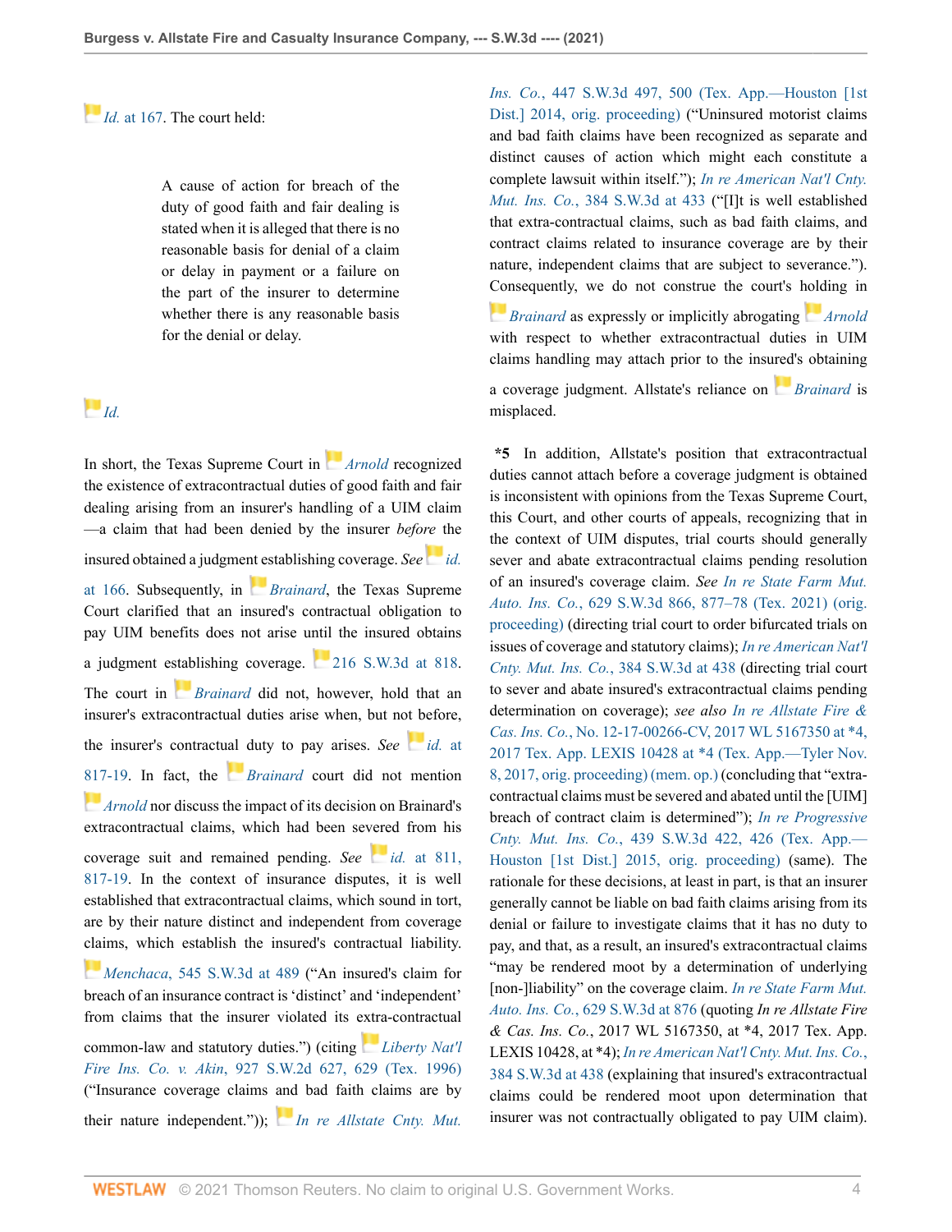*Id.* at 167. The court held:

> A cause of action for breach of the duty of good faith and fair dealing is stated when it is alleged that there is no reasonable basis for denial of a claim or delay in payment or a failure on the part of the insurer to determine whether there is any reasonable basis for the denial or delay.

*Id.*

In short, the Texas Supreme Court in *Arnold* recognized the existence of extracontractual duties of good faith and fair dealing arising from an insurer's handling of a UIM claim —a claim that had been denied by the insurer *before* the insured obtained a judgment establishing coverage. *See id.* at 166. Subsequently, in *Brainard*, the Texas Supreme Court clarified that an insured's contractual obligation to pay UIM benefits does not arise until the insured obtains a judgment establishing coverage. 216 S.W.3d at 818. The court in *Brainard* did not, however, hold that an insurer's extracontractual duties arise when, but not before, the insurer's contractual duty to pay arises. *See id.* at 817-19. In fact, the *Brainard* court did not mention *Arnold* nor discuss the impact of its decision on Brainard's extracontractual claims, which had been severed from his coverage suit and remained pending. *See id.* at 811, 817-19. In the context of insurance disputes, it is well established that extracontractual claims, which sound in tort, are by their nature distinct and independent from coverage claims, which establish the insured's contractual liability. *Menchaca*, 545 S.W.3d at 489 ("An insured's claim for breach of an insurance contract is 'distinct' and 'independent' from claims that the insurer violated its extra-contractual common-law and statutory duties.") (citing *Liberty Nat'l Fire Ins. Co. v. Akin*, 927 S.W.2d 627, 629 (Tex. 1996) ("Insurance coverage claims and bad faith claims are by their nature independent.")); *In re Allstate Cnty. Mut. Ins. Co.*, 447 S.W.3d 497, 500 (Tex. App.—Houston [1st Dist.] 2014, orig. proceeding) ("Uninsured motorist claims and bad faith claims have been recognized as separate and distinct causes of action which might each constitute a complete lawsuit within itself."); *In re American Nat'l Cnty. Mut. Ins. Co.*, 384 S.W.3d at 433 ("[I]t is well established that extra-contractual claims, such as bad faith claims, and contract claims related to insurance coverage are by their nature, independent claims that are subject to severance."). Consequently, we do not construe the court's holding in *Brainard* as expressly or implicitly abrogating *Arnold* with respect to whether extracontractual duties in UIM claims handling may attach prior to the insured's obtaining a coverage judgment. Allstate's reliance on *Brainard* is misplaced.

**\*5** In addition, Allstate's position that extracontractual duties cannot attach before a coverage judgment is obtained is inconsistent with opinions from the Texas Supreme Court, this Court, and other courts of appeals, recognizing that in the context of UIM disputes, trial courts should generally sever and abate extracontractual claims pending resolution of an insured's coverage claim. *See In re State Farm Mut. Auto. Ins. Co.*, 629 S.W.3d 866, 877–78 (Tex. 2021) (orig. proceeding) (directing trial court to order bifurcated trials on issues of coverage and statutory claims); *In re American Nat'l Cnty. Mut. Ins. Co.*, 384 S.W.3d at 438 (directing trial court to sever and abate insured's extracontractual claims pending determination on coverage); *see also In re Allstate Fire & Cas. Ins. Co.*, No. 12-17-00266-CV, 2017 WL 5167350 at \*4, 2017 Tex. App. LEXIS 10428 at \*4 (Tex. App.—Tyler Nov. 8, 2017, orig. proceeding) (mem. op.) (concluding that "extra-contractual claims must be severed and abated until the [UIM] breach of contract claim is determined"); *In re Progressive Cnty. Mut. Ins. Co.*, 439 S.W.3d 422, 426 (Tex. App.—Houston [1st Dist.] 2015, orig. proceeding) (same). The rationale for these decisions, at least in part, is that an insurer generally cannot be liable on bad faith claims arising from its denial or failure to investigate claims that it has no duty to pay, and that, as a result, an insured's extracontractual claims "may be rendered moot by a determination of underlying [non-]liability" on the coverage claim. *In re State Farm Mut. Auto. Ins. Co.*, 629 S.W.3d at 876 (quoting *In re Allstate Fire & Cas. Ins. Co.*, 2017 WL 5167350, at \*4, 2017 Tex. App. LEXIS 10428, at \*4); *In re American Nat'l Cnty. Mut. Ins. Co.*, 384 S.W.3d at 438 (explaining that insured's extracontractual claims could be rendered moot upon determination that insurer was not contractually obligated to pay UIM claim).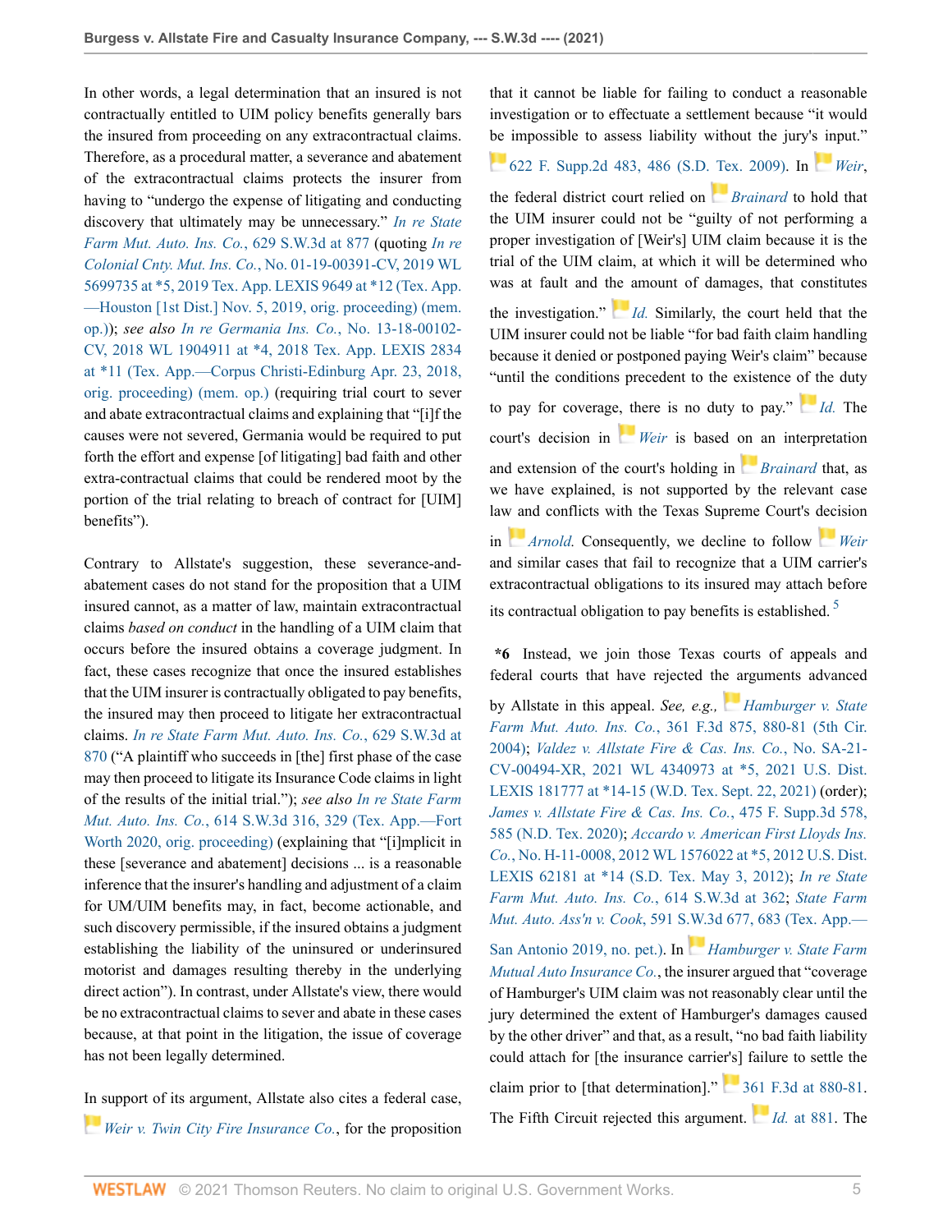In other words, a legal determination that an insured is not contractually entitled to UIM policy benefits generally bars the insured from proceeding on any extracontractual claims. Therefore, as a procedural matter, a severance and abatement of the extracontractual claims protects the insurer from having to "undergo the expense of litigating and conducting discovery that ultimately may be unnecessary." *In re State Farm Mut. Auto. Ins. Co.*, 629 S.W.3d at 877 (quoting *In re Colonial Cnty. Mut. Ins. Co.*, No. 01-19-00391-CV, 2019 WL 5699735 at *5, 2019 Tex. App. LEXIS 9649 at *12 (Tex. App.—Houston [1st Dist.] Nov. 5, 2019, orig. proceeding) (mem. op.)); *see also In re Germania Ins. Co.*, No. 13-18-00102-CV, 2018 WL 1904911 at *4, 2018 Tex. App. LEXIS 2834 at *11 (Tex. App.—Corpus Christi-Edinburg Apr. 23, 2018, orig. proceeding) (mem. op.) (requiring trial court to sever and abate extracontractual claims and explaining that "[i]f the causes were not severed, Germania would be required to put forth the effort and expense [of litigating] bad faith and other extra-contractual claims that could be rendered moot by the portion of the trial relating to breach of contract for [UIM] benefits").

Contrary to Allstate's suggestion, these severance-and-abatement cases do not stand for the proposition that a UIM insured cannot, as a matter of law, maintain extracontractual claims *based on conduct* in the handling of a UIM claim that occurs before the insured obtains a coverage judgment. In fact, these cases recognize that once the insured establishes that the UIM insurer is contractually obligated to pay benefits, the insured may then proceed to litigate her extracontractual claims. *In re State Farm Mut. Auto. Ins. Co.*, 629 S.W.3d at 870 ("A plaintiff who succeeds in [the] first phase of the case may then proceed to litigate its Insurance Code claims in light of the results of the initial trial."); *see also In re State Farm Mut. Auto. Ins. Co.*, 614 S.W.3d 316, 329 (Tex. App.—Fort Worth 2020, orig. proceeding) (explaining that "[i]mplicit in these [severance and abatement] decisions ... is a reasonable inference that the insurer's handling and adjustment of a claim for UM/UIM benefits may, in fact, become actionable, and such discovery permissible, if the insured obtains a judgment establishing the liability of the uninsured or underinsured motorist and damages resulting thereby in the underlying direct action"). In contrast, under Allstate's view, there would be no extracontractual claims to sever and abate in these cases because, at that point in the litigation, the issue of coverage has not been legally determined.

In support of its argument, Allstate also cites a federal case, *Weir v. Twin City Fire Insurance Co.*, for the proposition that it cannot be liable for failing to conduct a reasonable investigation or to effectuate a settlement because "it would be impossible to assess liability without the jury's input." 622 F. Supp.2d 483, 486 (S.D. Tex. 2009). In *Weir*, the federal district court relied on *Brainard* to hold that the UIM insurer could not be "guilty of not performing a proper investigation of [Weir's] UIM claim because it is the trial of the UIM claim, at which it will be determined who was at fault and the amount of damages, that constitutes the investigation." *Id.* Similarly, the court held that the UIM insurer could not be liable "for bad faith claim handling because it denied or postponed paying Weir's claim" because "until the conditions precedent to the existence of the duty to pay for coverage, there is no duty to pay." *Id.* The court's decision in *Weir* is based on an interpretation and extension of the court's holding in *Brainard* that, as we have explained, is not supported by the relevant case law and conflicts with the Texas Supreme Court's decision in *Arnold*. Consequently, we decline to follow *Weir* and similar cases that fail to recognize that a UIM carrier's extracontractual obligations to its insured may attach before its contractual obligation to pay benefits is established.[5]

**\*6** Instead, we join those Texas courts of appeals and federal courts that have rejected the arguments advanced by Allstate in this appeal. *See, e.g., Hamburger v. State Farm Mut. Auto. Ins. Co.*, 361 F.3d 875, 880-81 (5th Cir. 2004); *Valdez v. Allstate Fire & Cas. Ins. Co.*, No. SA-21-CV-00494-XR, 2021 WL 4340973 at *5, 2021 U.S. Dist. LEXIS 181777 at *14-15 (W.D. Tex. Sept. 22, 2021) (order); *James v. Allstate Fire & Cas. Ins. Co.*, 475 F. Supp.3d 578, 585 (N.D. Tex. 2020); *Accardo v. American First Lloyds Ins. Co.*, No. H-11-0008, 2012 WL 1576022 at *5, 2012 U.S. Dist. LEXIS 62181 at *14 (S.D. Tex. May 3, 2012); *In re State Farm Mut. Auto. Ins. Co.*, 614 S.W.3d at 362; *State Farm Mut. Auto. Ass'n v. Cook*, 591 S.W.3d 677, 683 (Tex. App.—San Antonio 2019, no. pet.). In *Hamburger v. State Farm Mutual Auto Insurance Co.*, the insurer argued that "coverage of Hamburger's UIM claim was not reasonably clear until the jury determined the extent of Hamburger's damages caused by the other driver" and that, as a result, "no bad faith liability could attach for [the insurance carrier's] failure to settle the claim prior to [that determination]." 361 F.3d at 880-81. The Fifth Circuit rejected this argument. *Id.* at 881. The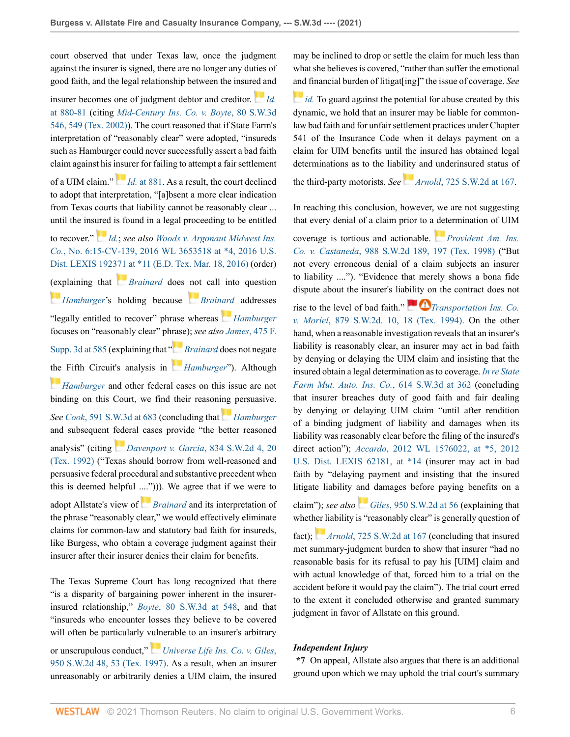court observed that under Texas law, once the judgment against the insurer is signed, there are no longer any duties of good faith, and the legal relationship between the insured and insurer becomes one of judgment debtor and creditor. *Id.* at 880-81 (citing *Mid-Century Ins. Co. v. Boyte*, 80 S.W.3d 546, 549 (Tex. 2002)). The court reasoned that if State Farm's interpretation of "reasonably clear" were adopted, "insureds such as Hamburger could never successfully assert a bad faith claim against his insurer for failing to attempt a fair settlement of a UIM claim." *Id.* at 881. As a result, the court declined to adopt that interpretation, "[a]bsent a more clear indication from Texas courts that liability cannot be reasonably clear ... until the insured is found in a legal proceeding to be entitled to recover." *Id.*; *see also Woods v. Argonaut Midwest Ins. Co.*, No. 6:15-CV-139, 2016 WL 3653518 at *4, 2016 U.S. Dist. LEXIS 192371 at *11 (E.D. Tex. Mar. 18, 2016) (order) (explaining that *Brainard* does not call into question *Hamburger*'s holding because *Brainard* addresses "legally entitled to recover" phrase whereas *Hamburger* focuses on "reasonably clear" phrase); *see also James*, 475 F. Supp. 3d at 585 (explaining that "*Brainard* does not negate the Fifth Circuit's analysis in *Hamburger*"). Although *Hamburger* and other federal cases on this issue are not binding on this Court, we find their reasoning persuasive. *See Cook*, 591 S.W.3d at 683 (concluding that *Hamburger* and subsequent federal cases provide "the better reasoned analysis" (citing *Davenport v. Garcia*, 834 S.W.2d 4, 20 (Tex. 1992) ("Texas should borrow from well-reasoned and persuasive federal procedural and substantive precedent when this is deemed helpful ...."))). We agree that if we were to adopt Allstate's view of *Brainard* and its interpretation of the phrase "reasonably clear," we would effectively eliminate claims for common-law and statutory bad faith for insureds, like Burgess, who obtain a coverage judgment against their insurer after their insurer denies their claim for benefits.

The Texas Supreme Court has long recognized that there "is a disparity of bargaining power inherent in the insurer-insured relationship," *Boyte*, 80 S.W.3d at 548, and that "insureds who encounter losses they believe to be covered will often be particularly vulnerable to an insurer's arbitrary or unscrupulous conduct," *Universe Life Ins. Co. v. Giles*, 950 S.W.2d 48, 53 (Tex. 1997). As a result, when an insurer unreasonably or arbitrarily denies a UIM claim, the insured may be inclined to drop or settle the claim for much less than what she believes is covered, "rather than suffer the emotional and financial burden of litigat[ing]" the issue of coverage. *See id.* To guard against the potential for abuse created by this dynamic, we hold that an insurer may be liable for common-law bad faith and for unfair settlement practices under Chapter 541 of the Insurance Code when it delays payment on a claim for UIM benefits until the insured has obtained legal determinations as to the liability and underinsured status of the third-party motorists. *See Arnold*, 725 S.W.2d at 167.

In reaching this conclusion, however, we are not suggesting that every denial of a claim prior to a determination of UIM coverage is tortious and actionable. *Provident Am. Ins. Co. v. Castaneda*, 988 S.W.2d 189, 197 (Tex. 1998) ("But not every erroneous denial of a claim subjects an insurer to liability ...."). "Evidence that merely shows a bona fide dispute about the insurer's liability on the contract does not rise to the level of bad faith." *Transportation Ins. Co. v. Moriel*, 879 S.W.2d. 10, 18 (Tex. 1994). On the other hand, when a reasonable investigation reveals that an insurer's liability is reasonably clear, an insurer may act in bad faith by denying or delaying the UIM claim and insisting that the insured obtain a legal determination as to coverage. *In re State Farm Mut. Auto. Ins. Co.*, 614 S.W.3d at 362 (concluding that insurer breaches duty of good faith and fair dealing by denying or delaying UIM claim "until after rendition of a binding judgment of liability and damages when its liability was reasonably clear before the filing of the insured's direct action"); *Accardo*, 2012 WL 1576022, at *5, 2012 U.S. Dist. LEXIS 62181, at *14 (insurer may act in bad faith by "delaying payment and insisting that the insured litigate liability and damages before paying benefits on a claim"); *see also Giles*, 950 S.W.2d at 56 (explaining that whether liability is "reasonably clear" is generally question of fact); *Arnold*, 725 S.W.2d at 167 (concluding that insured met summary-judgment burden to show that insurer "had no reasonable basis for its refusal to pay his [UIM] claim and with actual knowledge of that, forced him to a trial on the accident before it would pay the claim"). The trial court erred to the extent it concluded otherwise and granted summary judgment in favor of Allstate on this ground.

### *Independent Injury*

**\*7** On appeal, Allstate also argues that there is an additional ground upon which we may uphold the trial court's summary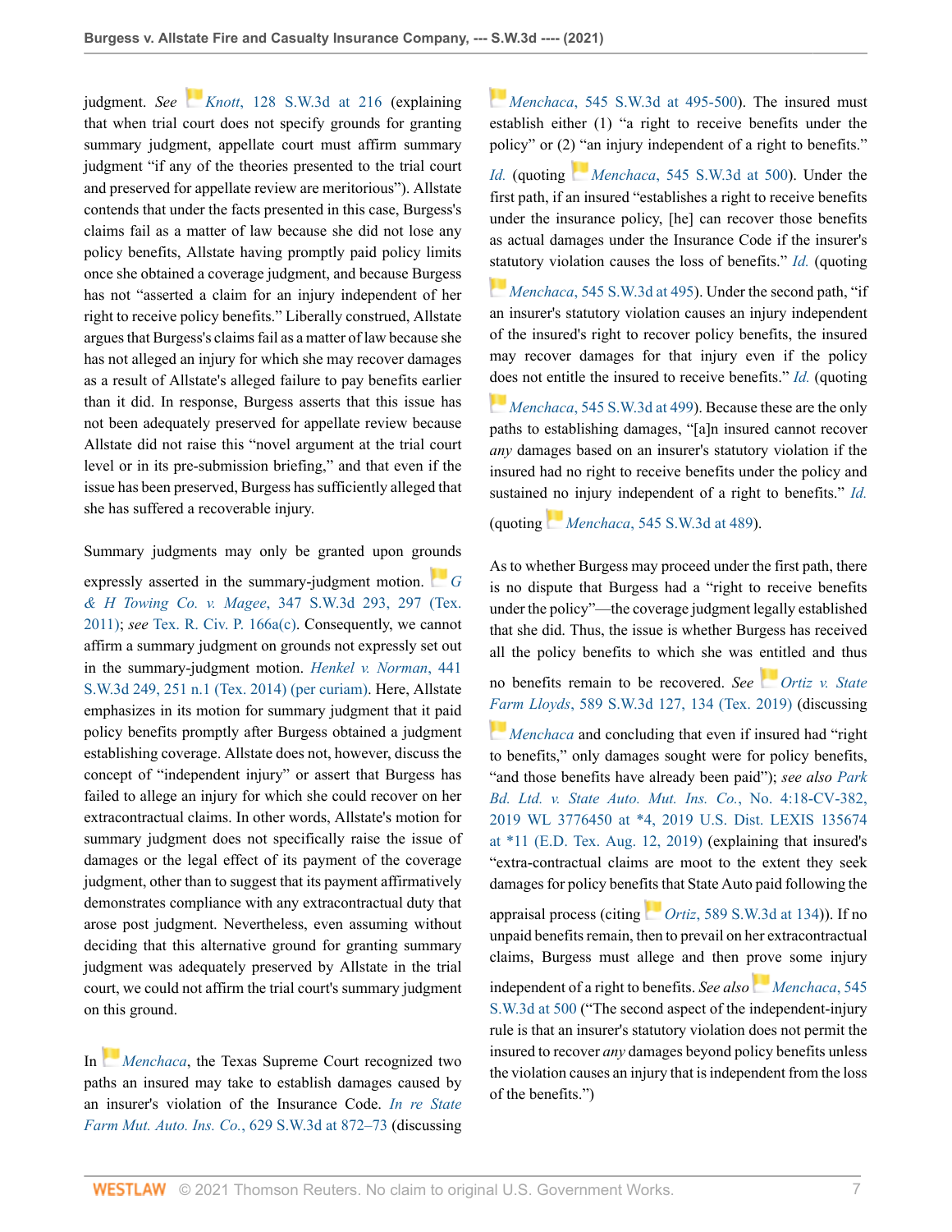judgment. *See* *Knott*, 128 S.W.3d at 216 (explaining that when trial court does not specify grounds for granting summary judgment, appellate court must affirm summary judgment "if any of the theories presented to the trial court and preserved for appellate review are meritorious"). Allstate contends that under the facts presented in this case, Burgess's claims fail as a matter of law because she did not lose any policy benefits, Allstate having promptly paid policy limits once she obtained a coverage judgment, and because Burgess has not "asserted a claim for an injury independent of her right to receive policy benefits." Liberally construed, Allstate argues that Burgess's claims fail as a matter of law because she has not alleged an injury for which she may recover damages as a result of Allstate's alleged failure to pay benefits earlier than it did. In response, Burgess asserts that this issue has not been adequately preserved for appellate review because Allstate did not raise this "novel argument at the trial court level or in its pre-submission briefing," and that even if the issue has been preserved, Burgess has sufficiently alleged that she has suffered a recoverable injury.

Summary judgments may only be granted upon grounds expressly asserted in the summary-judgment motion. *G & H Towing Co. v. Magee*, 347 S.W.3d 293, 297 (Tex. 2011); *see* Tex. R. Civ. P. 166a(c). Consequently, we cannot affirm a summary judgment on grounds not expressly set out in the summary-judgment motion. *Henkel v. Norman*, 441 S.W.3d 249, 251 n.1 (Tex. 2014) (per curiam). Here, Allstate emphasizes in its motion for summary judgment that it paid policy benefits promptly after Burgess obtained a judgment establishing coverage. Allstate does not, however, discuss the concept of "independent injury" or assert that Burgess has failed to allege an injury for which she could recover on her extracontractual claims. In other words, Allstate's motion for summary judgment does not specifically raise the issue of damages or the legal effect of its payment of the coverage judgment, other than to suggest that its payment affirmatively demonstrates compliance with any extracontractual duty that arose post judgment. Nevertheless, even assuming without deciding that this alternative ground for granting summary judgment was adequately preserved by Allstate in the trial court, we could not affirm the trial court's summary judgment on this ground.

In *Menchaca*, the Texas Supreme Court recognized two paths an insured may take to establish damages caused by an insurer's violation of the Insurance Code. *In re State Farm Mut. Auto. Ins. Co.*, 629 S.W.3d at 872–73 (discussing *Menchaca*, 545 S.W.3d at 495-500). The insured must establish either (1) "a right to receive benefits under the policy" or (2) "an injury independent of a right to benefits." *Id.* (quoting *Menchaca*, 545 S.W.3d at 500). Under the first path, if an insured "establishes a right to receive benefits under the insurance policy, [he] can recover those benefits as actual damages under the Insurance Code if the insurer's statutory violation causes the loss of benefits." *Id.* (quoting *Menchaca*, 545 S.W.3d at 495). Under the second path, "if an insurer's statutory violation causes an injury independent of the insured's right to recover policy benefits, the insured may recover damages for that injury even if the policy does not entitle the insured to receive benefits." *Id.* (quoting *Menchaca*, 545 S.W.3d at 499). Because these are the only paths to establishing damages, "[a]n insured cannot recover *any* damages based on an insurer's statutory violation if the insured had no right to receive benefits under the policy and sustained no injury independent of a right to benefits." *Id.* (quoting *Menchaca*, 545 S.W.3d at 489).

As to whether Burgess may proceed under the first path, there is no dispute that Burgess had a "right to receive benefits under the policy"—the coverage judgment legally established that she did. Thus, the issue is whether Burgess has received all the policy benefits to which she was entitled and thus no benefits remain to be recovered. *See* *Ortiz v. State Farm Lloyds*, 589 S.W.3d 127, 134 (Tex. 2019) (discussing *Menchaca* and concluding that even if insured had "right to benefits," only damages sought were for policy benefits, "and those benefits have already been paid"); *see also Park Bd. Ltd. v. State Auto. Mut. Ins. Co.*, No. 4:18-CV-382, 2019 WL 3776450 at \*4, 2019 U.S. Dist. LEXIS 135674 at \*11 (E.D. Tex. Aug. 12, 2019) (explaining that insured's "extra-contractual claims are moot to the extent they seek damages for policy benefits that State Auto paid following the appraisal process (citing *Ortiz*, 589 S.W.3d at 134)). If no unpaid benefits remain, then to prevail on her extracontractual claims, Burgess must allege and then prove some injury independent of a right to benefits. *See also* *Menchaca*, 545 S.W.3d at 500 ("The second aspect of the independent-injury rule is that an insurer's statutory violation does not permit the insured to recover *any* damages beyond policy benefits unless the violation causes an injury that is independent from the loss of the benefits.")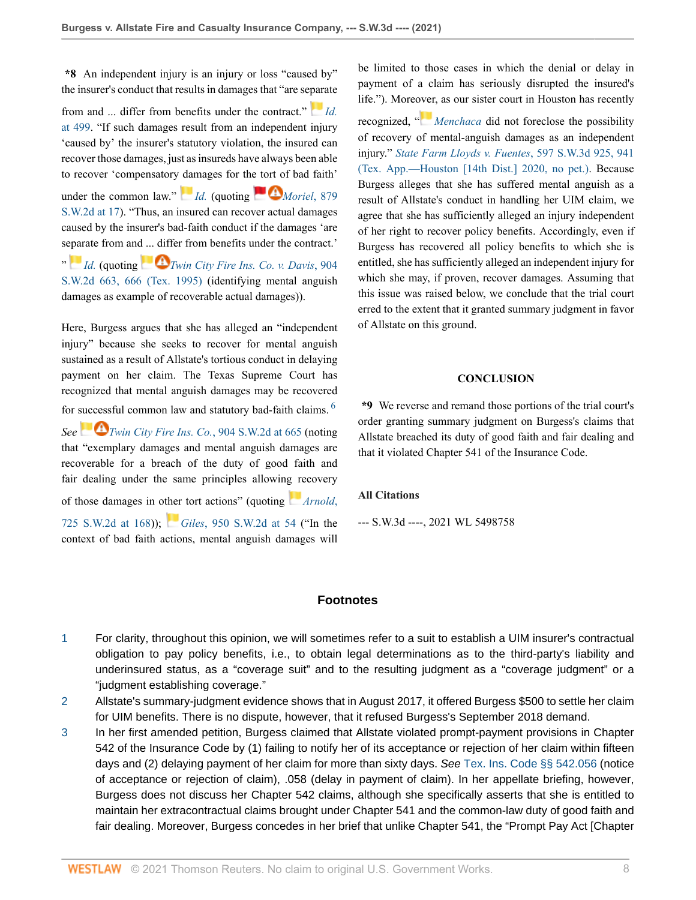**\*8** An independent injury is an injury or loss "caused by" the insurer's conduct that results in damages that "are separate from and ... differ from benefits under the contract." *Id.* at 499. "If such damages result from an independent injury 'caused by' the insurer's statutory violation, the insured can recover those damages, just as insureds have always been able to recover 'compensatory damages for the tort of bad faith' under the common law." *Id.* (quoting *Moriel*, 879 S.W.2d at 17). "Thus, an insured can recover actual damages caused by the insurer's bad-faith conduct if the damages 'are separate from and ... differ from benefits under the contract.' " *Id.* (quoting *Twin City Fire Ins. Co. v. Davis*, 904 S.W.2d 663, 666 (Tex. 1995) (identifying mental anguish damages as example of recoverable actual damages)).

Here, Burgess argues that she has alleged an "independent injury" because she seeks to recover for mental anguish sustained as a result of Allstate's tortious conduct in delaying payment on her claim. The Texas Supreme Court has recognized that mental anguish damages may be recovered for successful common law and statutory bad-faith claims. [6] *See Twin City Fire Ins. Co.*, 904 S.W.2d at 665 (noting that "exemplary damages and mental anguish damages are recoverable for a breach of the duty of good faith and fair dealing under the same principles allowing recovery of those damages in other tort actions" (quoting *Arnold*, 725 S.W.2d at 168)); *Giles*, 950 S.W.2d at 54 ("In the context of bad faith actions, mental anguish damages will be limited to those cases in which the denial or delay in payment of a claim has seriously disrupted the insured's life."). Moreover, as our sister court in Houston has recently recognized, "*Menchaca* did not foreclose the possibility of recovery of mental-anguish damages as an independent injury." *State Farm Lloyds v. Fuentes*, 597 S.W.3d 925, 941 (Tex. App.—Houston [14th Dist.] 2020, no pet.). Because Burgess alleges that she has suffered mental anguish as a result of Allstate's conduct in handling her UIM claim, we agree that she has sufficiently alleged an injury independent of her right to recover policy benefits. Accordingly, even if Burgess has recovered all policy benefits to which she is entitled, she has sufficiently alleged an independent injury for which she may, if proven, recover damages. Assuming that this issue was raised below, we conclude that the trial court erred to the extent that it granted summary judgment in favor of Allstate on this ground.

## CONCLUSION

**\*9** We reverse and remand those portions of the trial court's order granting summary judgment on Burgess's claims that Allstate breached its duty of good faith and fair dealing and that it violated Chapter 541 of the Insurance Code.

### All Citations

--- S.W.3d ----, 2021 WL 5498758

## Footnotes

1. For clarity, throughout this opinion, we will sometimes refer to a suit to establish a UIM insurer's contractual obligation to pay policy benefits, i.e., to obtain legal determinations as to the third-party's liability and underinsured status, as a "coverage suit" and to the resulting judgment as a "coverage judgment" or a "judgment establishing coverage."

2. Allstate's summary-judgment evidence shows that in August 2017, it offered Burgess $500 to settle her claim for UIM benefits. There is no dispute, however, that it refused Burgess's September 2018 demand.

3. In her first amended petition, Burgess claimed that Allstate violated prompt-payment provisions in Chapter 542 of the Insurance Code by (1) failing to notify her of its acceptance or rejection of her claim within fifteen days and (2) delaying payment of her claim for more than sixty days. *See* Tex. Ins. Code §§ 542.056 (notice of acceptance or rejection of claim), .058 (delay in payment of claim). In her appellate briefing, however, Burgess does not discuss her Chapter 542 claims, although she specifically asserts that she is entitled to maintain her extracontractual claims brought under Chapter 541 and the common-law duty of good faith and fair dealing. Moreover, Burgess concedes in her brief that unlike Chapter 541, the "Prompt Pay Act [Chapter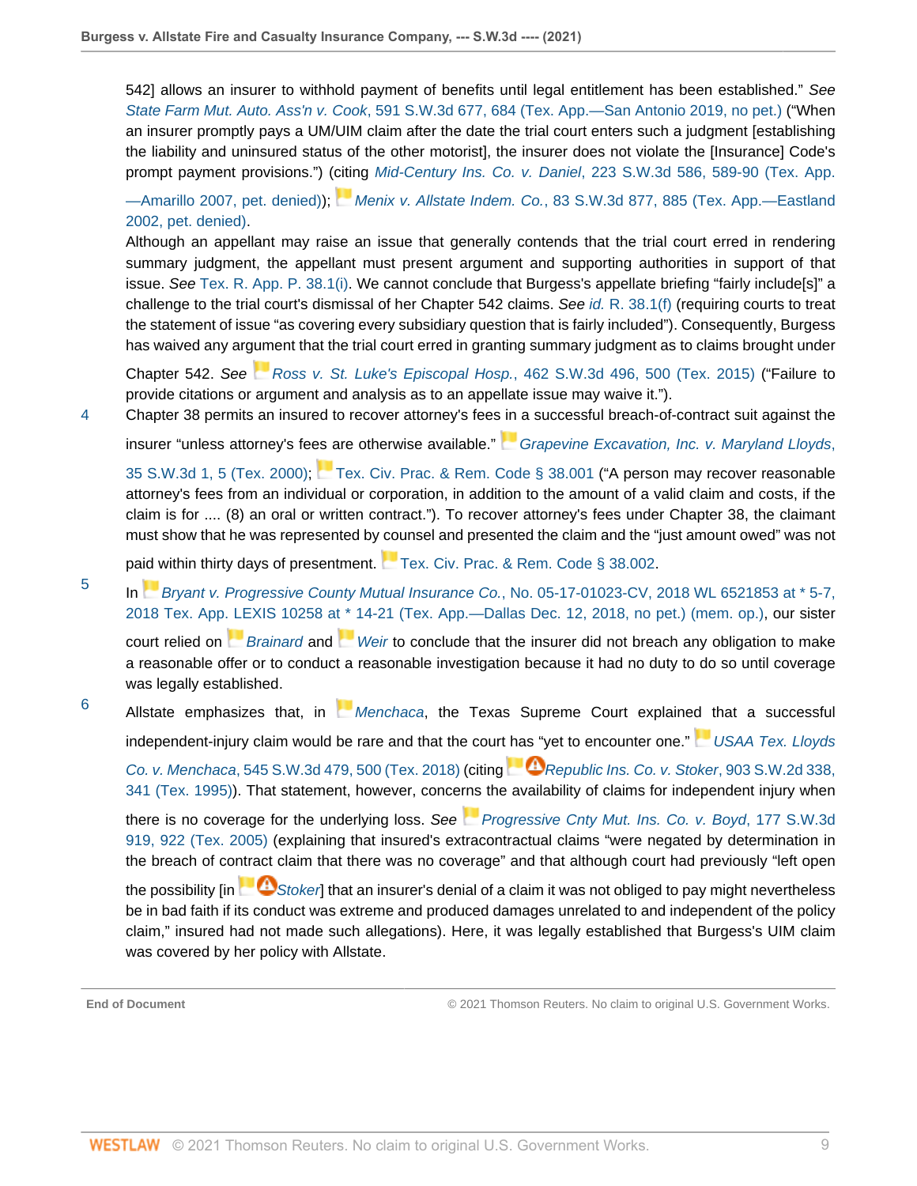542] allows an insurer to withhold payment of benefits until legal entitlement has been established." *See* *State Farm Mut. Auto. Ass'n v. Cook*, 591 S.W.3d 677, 684 (Tex. App.—San Antonio 2019, no pet.) ("When an insurer promptly pays a UM/UIM claim after the date the trial court enters such a judgment [establishing the liability and uninsured status of the other motorist], the insurer does not violate the [Insurance] Code's prompt payment provisions.") (citing *Mid-Century Ins. Co. v. Daniel*, 223 S.W.3d 586, 589-90 (Tex. App.—Amarillo 2007, pet. denied)); *Menix v. Allstate Indem. Co.*, 83 S.W.3d 877, 885 (Tex. App.—Eastland 2002, pet. denied).

Although an appellant may raise an issue that generally contends that the trial court erred in rendering summary judgment, the appellant must present argument and supporting authorities in support of that issue. *See* Tex. R. App. P. 38.1(i). We cannot conclude that Burgess's appellate briefing "fairly include[s]" a challenge to the trial court's dismissal of her Chapter 542 claims. *See id.* R. 38.1(f) (requiring courts to treat the statement of issue "as covering every subsidiary question that is fairly included"). Consequently, Burgess has waived any argument that the trial court erred in granting summary judgment as to claims brought under Chapter 542. *See* *Ross v. St. Luke's Episcopal Hosp.*, 462 S.W.3d 496, 500 (Tex. 2015) ("Failure to provide citations or argument and analysis as to an appellate issue may waive it.").

4 Chapter 38 permits an insured to recover attorney's fees in a successful breach-of-contract suit against the insurer "unless attorney's fees are otherwise available." *Grapevine Excavation, Inc. v. Maryland Lloyds*, 35 S.W.3d 1, 5 (Tex. 2000); Tex. Civ. Prac. & Rem. Code § 38.001 ("A person may recover reasonable attorney's fees from an individual or corporation, in addition to the amount of a valid claim and costs, if the claim is for .... (8) an oral or written contract."). To recover attorney's fees under Chapter 38, the claimant must show that he was represented by counsel and presented the claim and the "just amount owed" was not paid within thirty days of presentment. Tex. Civ. Prac. & Rem. Code § 38.002.

5 In *Bryant v. Progressive County Mutual Insurance Co.*, No. 05-17-01023-CV, 2018 WL 6521853 at * 5-7, 2018 Tex. App. LEXIS 10258 at * 14-21 (Tex. App.—Dallas Dec. 12, 2018, no pet.) (mem. op.), our sister court relied on *Brainard* and *Weir* to conclude that the insurer did not breach any obligation to make a reasonable offer or to conduct a reasonable investigation because it had no duty to do so until coverage was legally established.

6 Allstate emphasizes that, in *Menchaca*, the Texas Supreme Court explained that a successful independent-injury claim would be rare and that the court has "yet to encounter one." *USAA Tex. Lloyds Co. v. Menchaca*, 545 S.W.3d 479, 500 (Tex. 2018) (citing *Republic Ins. Co. v. Stoker*, 903 S.W.2d 338, 341 (Tex. 1995)). That statement, however, concerns the availability of claims for independent injury when there is no coverage for the underlying loss. *See* *Progressive Cnty Mut. Ins. Co. v. Boyd*, 177 S.W.3d 919, 922 (Tex. 2005) (explaining that insured's extracontractual claims "were negated by determination in the breach of contract claim that there was no coverage" and that although court had previously "left open the possibility [in *Stoker*] that an insurer's denial of a claim it was not obliged to pay might nevertheless be in bad faith if its conduct was extreme and produced damages unrelated to and independent of the policy claim," insured had not made such allegations). Here, it was legally established that Burgess's UIM claim was covered by her policy with Allstate.

End of Document © 2021 Thomson Reuters. No claim to original U.S. Government Works.